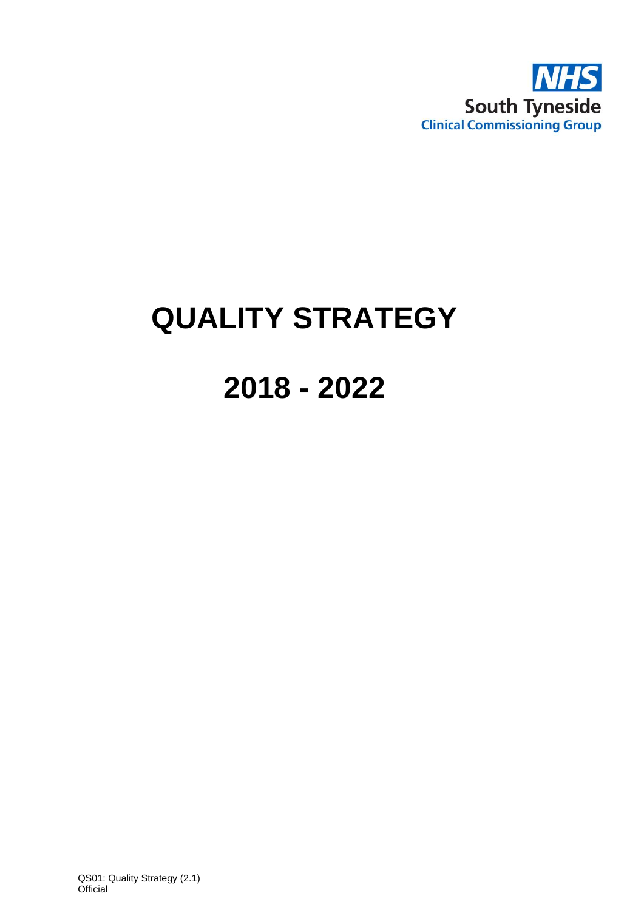NHS

South Tyneside

Clinical Commissioning Group

# QUALITY STRATEGY

# 2018 - 2022

QS01: Quality Strategy (2.1)
Official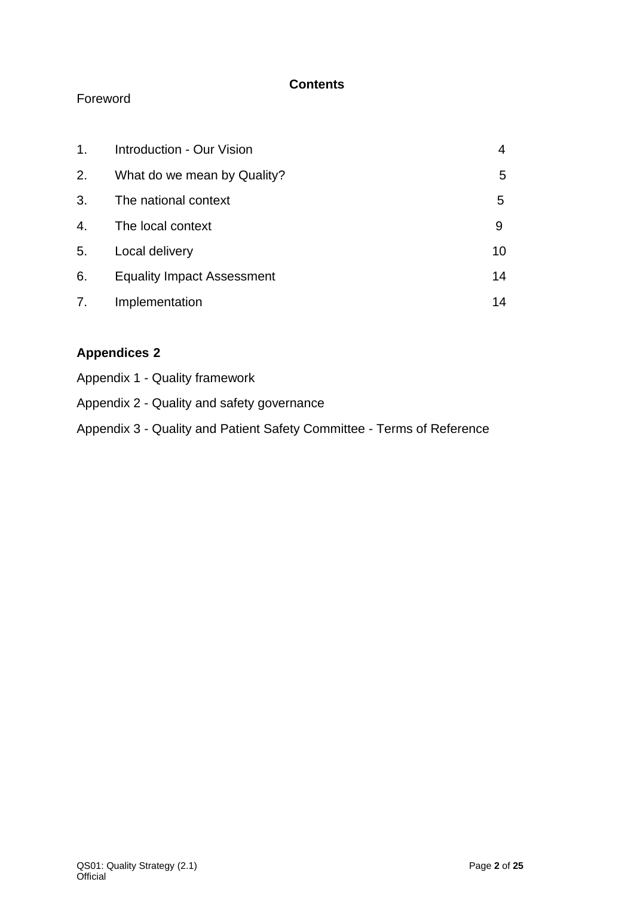# Contents

Foreword

| | | |
|---|---|---|
| 1. | Introduction - Our Vision | 4 |
| 2. | What do we mean by Quality? | 5 |
| 3. | The national context | 5 |
| 4. | The local context | 9 |
| 5. | Local delivery | 10 |
| 6. | Equality Impact Assessment | 14 |
| 7. | Implementation | 14 |

**Appendices 2**

Appendix 1 - Quality framework

Appendix 2 - Quality and safety governance

Appendix 3 - Quality and Patient Safety Committee - Terms of Reference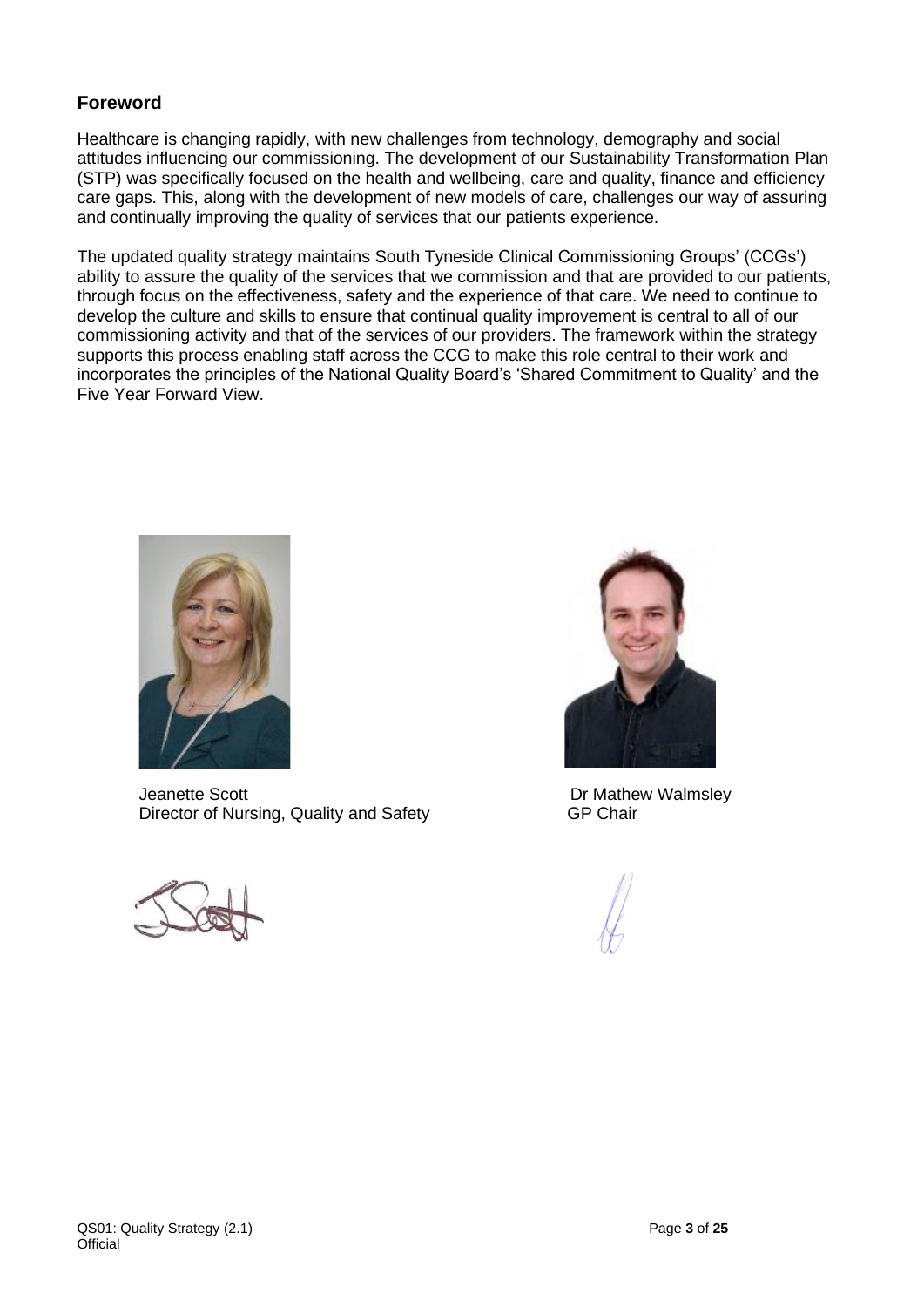## Foreword

Healthcare is changing rapidly, with new challenges from technology, demography and social attitudes influencing our commissioning. The development of our Sustainability Transformation Plan (STP) was specifically focused on the health and wellbeing, care and quality, finance and efficiency care gaps. This, along with the development of new models of care, challenges our way of assuring and continually improving the quality of services that our patients experience.

The updated quality strategy maintains South Tyneside Clinical Commissioning Groups' (CCGs') ability to assure the quality of the services that we commission and that are provided to our patients, through focus on the effectiveness, safety and the experience of that care. We need to continue to develop the culture and skills to ensure that continual quality improvement is central to all of our commissioning activity and that of the services of our providers. The framework within the strategy supports this process enabling staff across the CCG to make this role central to their work and incorporates the principles of the National Quality Board's 'Shared Commitment to Quality' and the Five Year Forward View.

Jeanette Scott
Director of Nursing, Quality and Safety

Dr Mathew Walmsley
GP Chair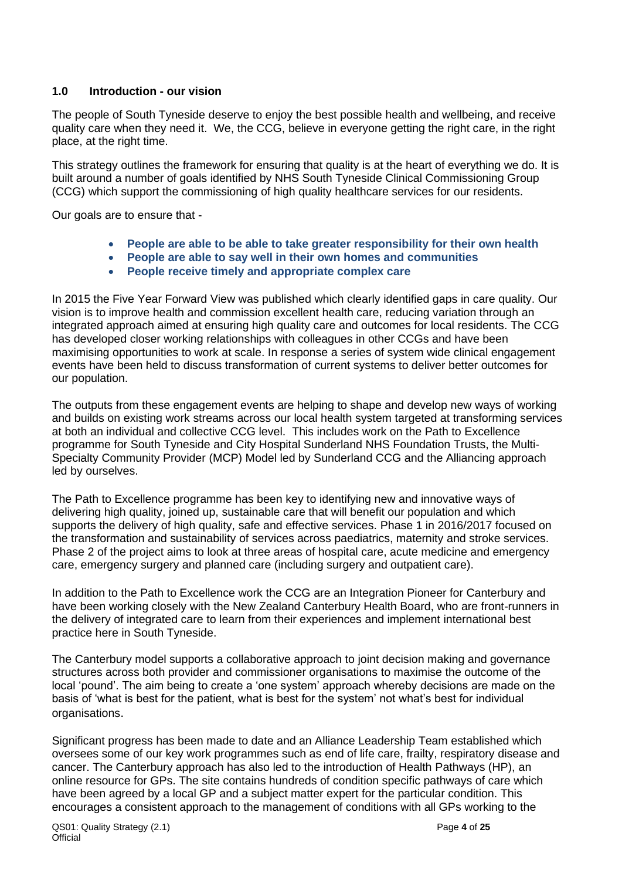## 1.0 Introduction - our vision

The people of South Tyneside deserve to enjoy the best possible health and wellbeing, and receive quality care when they need it. We, the CCG, believe in everyone getting the right care, in the right place, at the right time.

This strategy outlines the framework for ensuring that quality is at the heart of everything we do. It is built around a number of goals identified by NHS South Tyneside Clinical Commissioning Group (CCG) which support the commissioning of high quality healthcare services for our residents.

Our goals are to ensure that -

- **People are able to be able to take greater responsibility for their own health**
- **People are able to say well in their own homes and communities**
- **People receive timely and appropriate complex care**

In 2015 the Five Year Forward View was published which clearly identified gaps in care quality. Our vision is to improve health and commission excellent health care, reducing variation through an integrated approach aimed at ensuring high quality care and outcomes for local residents. The CCG has developed closer working relationships with colleagues in other CCGs and have been maximising opportunities to work at scale. In response a series of system wide clinical engagement events have been held to discuss transformation of current systems to deliver better outcomes for our population.

The outputs from these engagement events are helping to shape and develop new ways of working and builds on existing work streams across our local health system targeted at transforming services at both an individual and collective CCG level. This includes work on the Path to Excellence programme for South Tyneside and City Hospital Sunderland NHS Foundation Trusts, the Multi-Specialty Community Provider (MCP) Model led by Sunderland CCG and the Alliancing approach led by ourselves.

The Path to Excellence programme has been key to identifying new and innovative ways of delivering high quality, joined up, sustainable care that will benefit our population and which supports the delivery of high quality, safe and effective services. Phase 1 in 2016/2017 focused on the transformation and sustainability of services across paediatrics, maternity and stroke services. Phase 2 of the project aims to look at three areas of hospital care, acute medicine and emergency care, emergency surgery and planned care (including surgery and outpatient care).

In addition to the Path to Excellence work the CCG are an Integration Pioneer for Canterbury and have been working closely with the New Zealand Canterbury Health Board, who are front-runners in the delivery of integrated care to learn from their experiences and implement international best practice here in South Tyneside.

The Canterbury model supports a collaborative approach to joint decision making and governance structures across both provider and commissioner organisations to maximise the outcome of the local 'pound'. The aim being to create a 'one system' approach whereby decisions are made on the basis of 'what is best for the patient, what is best for the system' not what's best for individual organisations.

Significant progress has been made to date and an Alliance Leadership Team established which oversees some of our key work programmes such as end of life care, frailty, respiratory disease and cancer. The Canterbury approach has also led to the introduction of Health Pathways (HP), an online resource for GPs. The site contains hundreds of condition specific pathways of care which have been agreed by a local GP and a subject matter expert for the particular condition. This encourages a consistent approach to the management of conditions with all GPs working to the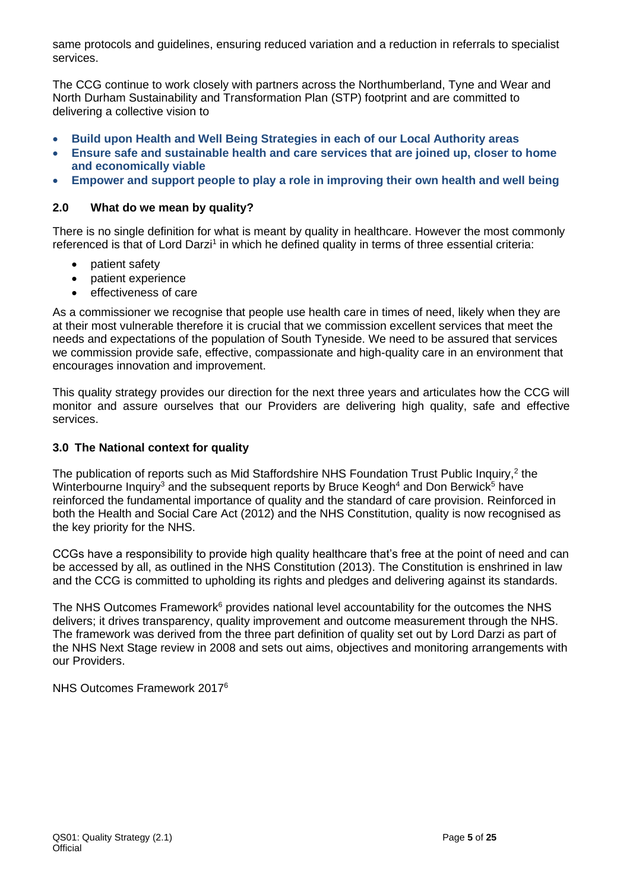same protocols and guidelines, ensuring reduced variation and a reduction in referrals to specialist services.

The CCG continue to work closely with partners across the Northumberland, Tyne and Wear and North Durham Sustainability and Transformation Plan (STP) footprint and are committed to delivering a collective vision to

- **Build upon Health and Well Being Strategies in each of our Local Authority areas**
- **Ensure safe and sustainable health and care services that are joined up, closer to home and economically viable**
- **Empower and support people to play a role in improving their own health and well being**

## 2.0 What do we mean by quality?

There is no single definition for what is meant by quality in healthcare. However the most commonly referenced is that of Lord Darzi[1] in which he defined quality in terms of three essential criteria:

- patient safety
- patient experience
- effectiveness of care

As a commissioner we recognise that people use health care in times of need, likely when they are at their most vulnerable therefore it is crucial that we commission excellent services that meet the needs and expectations of the population of South Tyneside. We need to be assured that services we commission provide safe, effective, compassionate and high-quality care in an environment that encourages innovation and improvement.

This quality strategy provides our direction for the next three years and articulates how the CCG will monitor and assure ourselves that our Providers are delivering high quality, safe and effective services.

## 3.0 The National context for quality

The publication of reports such as Mid Staffordshire NHS Foundation Trust Public Inquiry,[2] the Winterbourne Inquiry[3] and the subsequent reports by Bruce Keogh[4] and Don Berwick[5] have reinforced the fundamental importance of quality and the standard of care provision. Reinforced in both the Health and Social Care Act (2012) and the NHS Constitution, quality is now recognised as the key priority for the NHS.

CCGs have a responsibility to provide high quality healthcare that's free at the point of need and can be accessed by all, as outlined in the NHS Constitution (2013). The Constitution is enshrined in law and the CCG is committed to upholding its rights and pledges and delivering against its standards.

The NHS Outcomes Framework[6] provides national level accountability for the outcomes the NHS delivers; it drives transparency, quality improvement and outcome measurement through the NHS. The framework was derived from the three part definition of quality set out by Lord Darzi as part of the NHS Next Stage review in 2008 and sets out aims, objectives and monitoring arrangements with our Providers.

NHS Outcomes Framework 2017[6]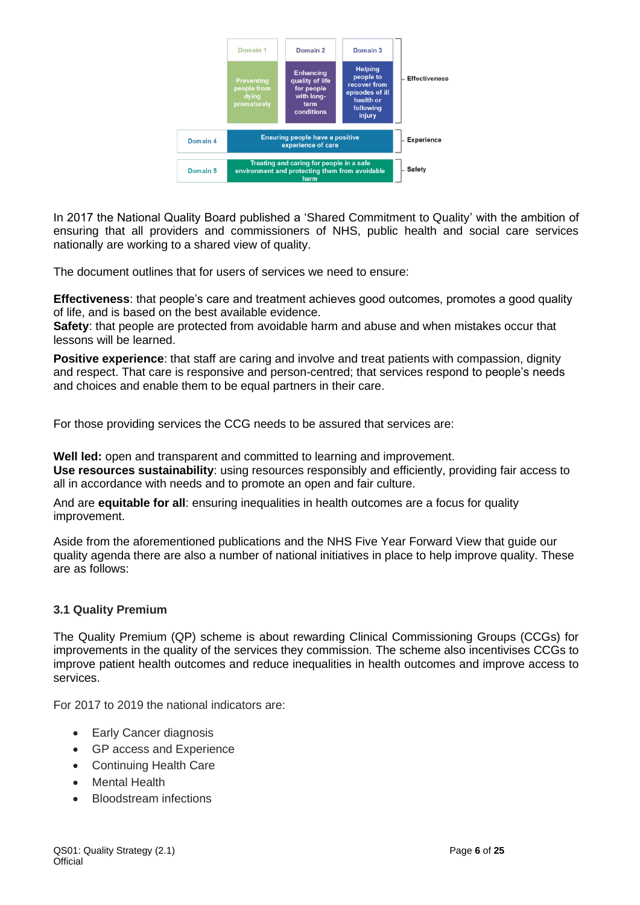| | | | |
|---|---|---|---|
| Domain 1 | Domain 2 | Domain 3 | |
| Preventing people from dying prematurely | Enhancing quality of life for people with long-term conditions | Helping people to recover from episodes of ill health or following injury | Effectiveness |
| Domain 4 | Ensuring people have a positive experience of care | | Experience |
| Domain 5 | Treating and caring for people in a safe environment and protecting them from avoidable harm | | Safety |

In 2017 the National Quality Board published a 'Shared Commitment to Quality' with the ambition of ensuring that all providers and commissioners of NHS, public health and social care services nationally are working to a shared view of quality.

The document outlines that for users of services we need to ensure:

**Effectiveness**: that people's care and treatment achieves good outcomes, promotes a good quality of life, and is based on the best available evidence.
**Safety**: that people are protected from avoidable harm and abuse and when mistakes occur that lessons will be learned.

**Positive experience**: that staff are caring and involve and treat patients with compassion, dignity and respect. That care is responsive and person-centred; that services respond to people's needs and choices and enable them to be equal partners in their care.

For those providing services the CCG needs to be assured that services are:

**Well led:** open and transparent and committed to learning and improvement.
**Use resources sustainability**: using resources responsibly and efficiently, providing fair access to all in accordance with needs and to promote an open and fair culture.

And are **equitable for all**: ensuring inequalities in health outcomes are a focus for quality improvement.

Aside from the aforementioned publications and the NHS Five Year Forward View that guide our quality agenda there are also a number of national initiatives in place to help improve quality. These are as follows:

### 3.1 Quality Premium

The Quality Premium (QP) scheme is about rewarding Clinical Commissioning Groups (CCGs) for improvements in the quality of the services they commission. The scheme also incentivises CCGs to improve patient health outcomes and reduce inequalities in health outcomes and improve access to services.

For 2017 to 2019 the national indicators are:

- Early Cancer diagnosis
- GP access and Experience
- Continuing Health Care
- Mental Health
- Bloodstream infections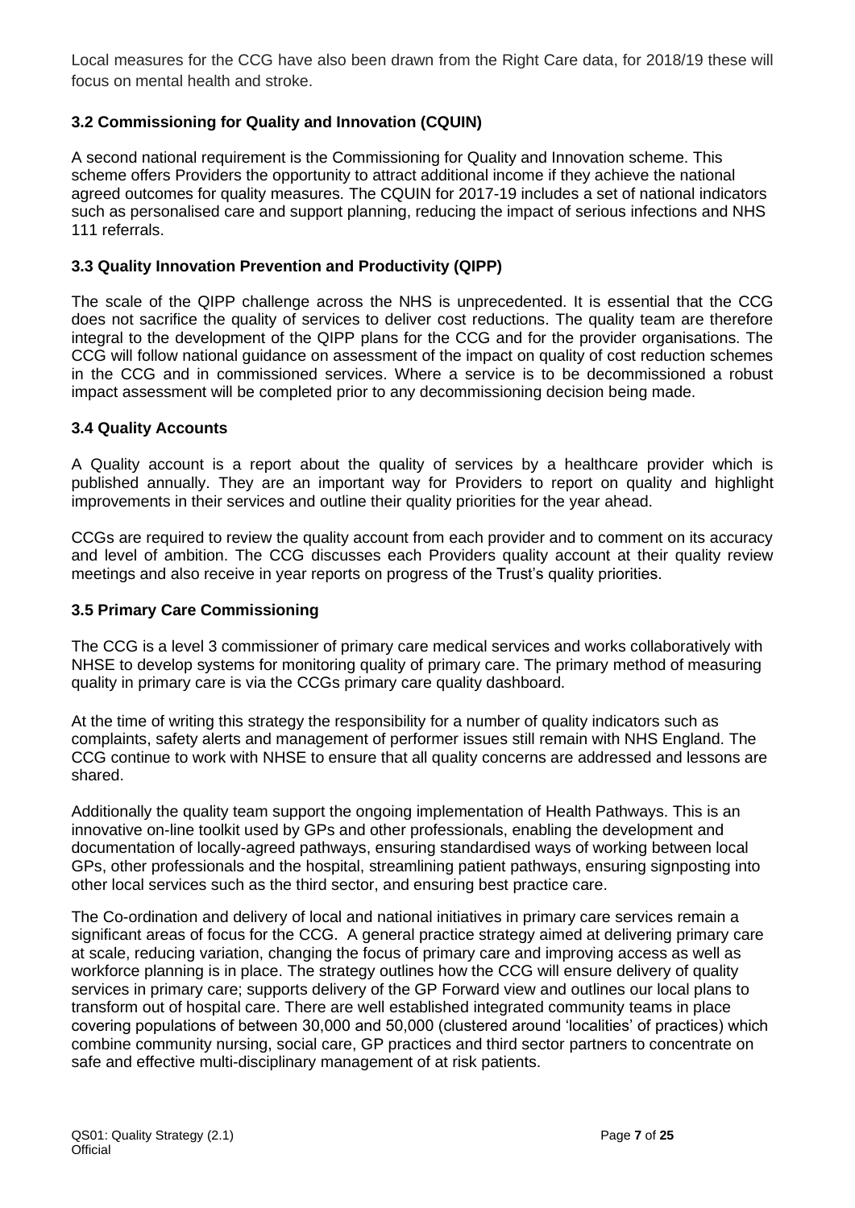Local measures for the CCG have also been drawn from the Right Care data, for 2018/19 these will focus on mental health and stroke.

### 3.2 Commissioning for Quality and Innovation (CQUIN)

A second national requirement is the Commissioning for Quality and Innovation scheme. This scheme offers Providers the opportunity to attract additional income if they achieve the national agreed outcomes for quality measures. The CQUIN for 2017-19 includes a set of national indicators such as personalised care and support planning, reducing the impact of serious infections and NHS 111 referrals.

### 3.3 Quality Innovation Prevention and Productivity (QIPP)

The scale of the QIPP challenge across the NHS is unprecedented. It is essential that the CCG does not sacrifice the quality of services to deliver cost reductions. The quality team are therefore integral to the development of the QIPP plans for the CCG and for the provider organisations. The CCG will follow national guidance on assessment of the impact on quality of cost reduction schemes in the CCG and in commissioned services. Where a service is to be decommissioned a robust impact assessment will be completed prior to any decommissioning decision being made.

### 3.4 Quality Accounts

A Quality account is a report about the quality of services by a healthcare provider which is published annually. They are an important way for Providers to report on quality and highlight improvements in their services and outline their quality priorities for the year ahead.

CCGs are required to review the quality account from each provider and to comment on its accuracy and level of ambition. The CCG discusses each Providers quality account at their quality review meetings and also receive in year reports on progress of the Trust's quality priorities.

### 3.5 Primary Care Commissioning

The CCG is a level 3 commissioner of primary care medical services and works collaboratively with NHSE to develop systems for monitoring quality of primary care. The primary method of measuring quality in primary care is via the CCGs primary care quality dashboard.

At the time of writing this strategy the responsibility for a number of quality indicators such as complaints, safety alerts and management of performer issues still remain with NHS England. The CCG continue to work with NHSE to ensure that all quality concerns are addressed and lessons are shared.

Additionally the quality team support the ongoing implementation of Health Pathways. This is an innovative on-line toolkit used by GPs and other professionals, enabling the development and documentation of locally-agreed pathways, ensuring standardised ways of working between local GPs, other professionals and the hospital, streamlining patient pathways, ensuring signposting into other local services such as the third sector, and ensuring best practice care.

The Co-ordination and delivery of local and national initiatives in primary care services remain a significant areas of focus for the CCG. A general practice strategy aimed at delivering primary care at scale, reducing variation, changing the focus of primary care and improving access as well as workforce planning is in place. The strategy outlines how the CCG will ensure delivery of quality services in primary care; supports delivery of the GP Forward view and outlines our local plans to transform out of hospital care. There are well established integrated community teams in place covering populations of between 30,000 and 50,000 (clustered around 'localities' of practices) which combine community nursing, social care, GP practices and third sector partners to concentrate on safe and effective multi-disciplinary management of at risk patients.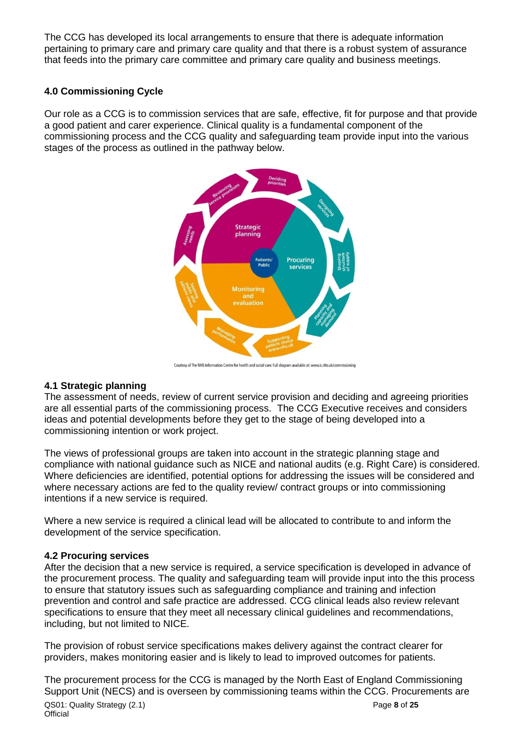The CCG has developed its local arrangements to ensure that there is adequate information pertaining to primary care and primary care quality and that there is a robust system of assurance that feeds into the primary care committee and primary care quality and business meetings.

### 4.0 Commissioning Cycle

Our role as a CCG is to commission services that are safe, effective, fit for purpose and that provide a good patient and carer experience. Clinical quality is a fundamental component of the commissioning process and the CCG quality and safeguarding team provide input into the various stages of the process as outlined in the pathway below.

Courtesy of The NHS Information Centre for health and social care. Full diagram available at: www.ic.nhs.uk/commissioning

#### 4.1 Strategic planning

The assessment of needs, review of current service provision and deciding and agreeing priorities are all essential parts of the commissioning process. The CCG Executive receives and considers ideas and potential developments before they get to the stage of being developed into a commissioning intention or work project.

The views of professional groups are taken into account in the strategic planning stage and compliance with national guidance such as NICE and national audits (e.g. Right Care) is considered. Where deficiencies are identified, potential options for addressing the issues will be considered and where necessary actions are fed to the quality review/ contract groups or into commissioning intentions if a new service is required.

Where a new service is required a clinical lead will be allocated to contribute to and inform the development of the service specification.

#### 4.2 Procuring services

After the decision that a new service is required, a service specification is developed in advance of the procurement process. The quality and safeguarding team will provide input into the this process to ensure that statutory issues such as safeguarding compliance and training and infection prevention and control and safe practice are addressed. CCG clinical leads also review relevant specifications to ensure that they meet all necessary clinical guidelines and recommendations, including, but not limited to NICE.

The provision of robust service specifications makes delivery against the contract clearer for providers, makes monitoring easier and is likely to lead to improved outcomes for patients.

The procurement process for the CCG is managed by the North East of England Commissioning Support Unit (NECS) and is overseen by commissioning teams within the CCG. Procurements are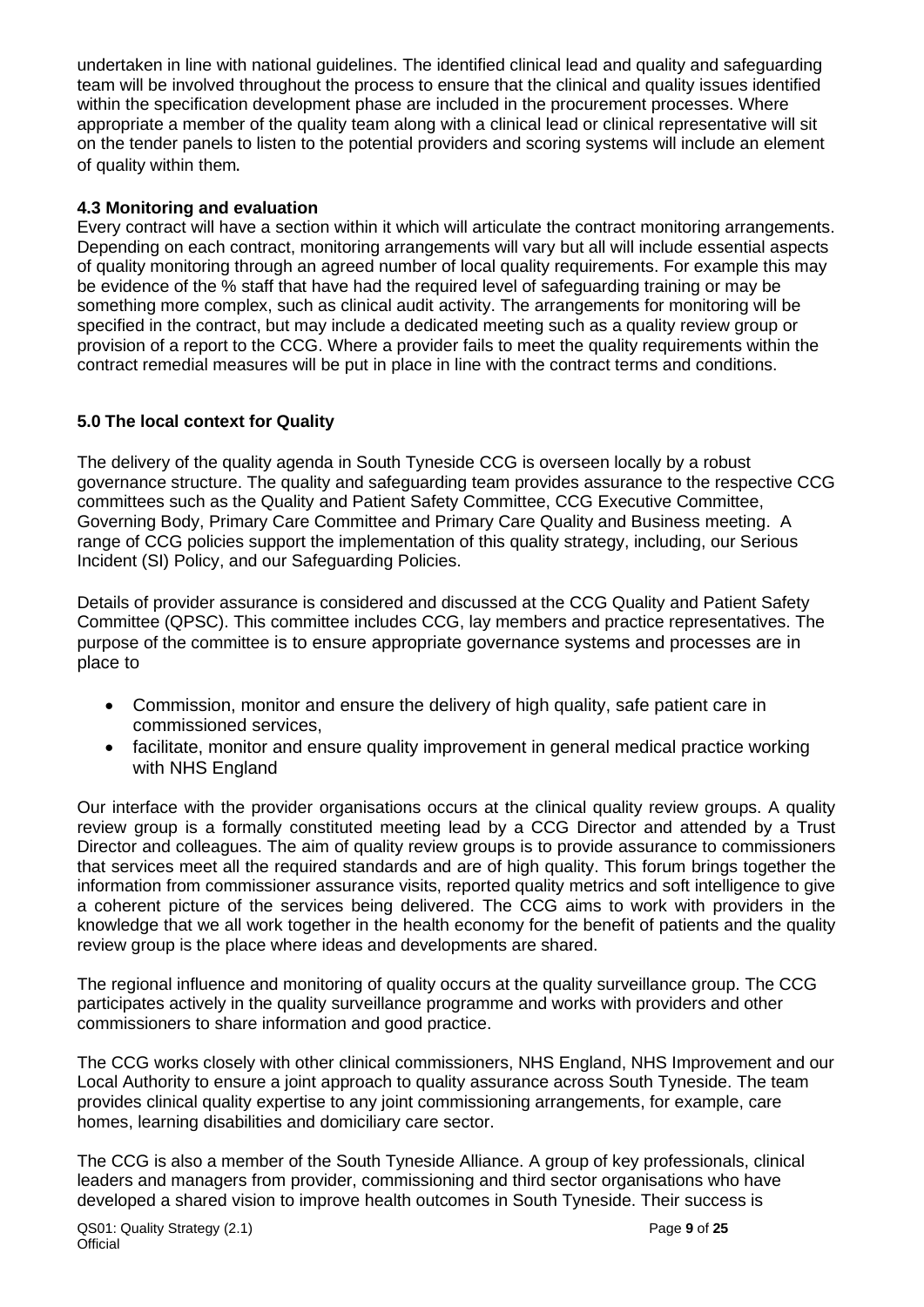undertaken in line with national guidelines. The identified clinical lead and quality and safeguarding team will be involved throughout the process to ensure that the clinical and quality issues identified within the specification development phase are included in the procurement processes. Where appropriate a member of the quality team along with a clinical lead or clinical representative will sit on the tender panels to listen to the potential providers and scoring systems will include an element of quality within them.

### 4.3 Monitoring and evaluation

Every contract will have a section within it which will articulate the contract monitoring arrangements. Depending on each contract, monitoring arrangements will vary but all will include essential aspects of quality monitoring through an agreed number of local quality requirements. For example this may be evidence of the % staff that have had the required level of safeguarding training or may be something more complex, such as clinical audit activity. The arrangements for monitoring will be specified in the contract, but may include a dedicated meeting such as a quality review group or provision of a report to the CCG. Where a provider fails to meet the quality requirements within the contract remedial measures will be put in place in line with the contract terms and conditions.

## 5.0 The local context for Quality

The delivery of the quality agenda in South Tyneside CCG is overseen locally by a robust governance structure. The quality and safeguarding team provides assurance to the respective CCG committees such as the Quality and Patient Safety Committee, CCG Executive Committee, Governing Body, Primary Care Committee and Primary Care Quality and Business meeting. A range of CCG policies support the implementation of this quality strategy, including, our Serious Incident (SI) Policy, and our Safeguarding Policies.

Details of provider assurance is considered and discussed at the CCG Quality and Patient Safety Committee (QPSC). This committee includes CCG, lay members and practice representatives. The purpose of the committee is to ensure appropriate governance systems and processes are in place to

- Commission, monitor and ensure the delivery of high quality, safe patient care in commissioned services,
- facilitate, monitor and ensure quality improvement in general medical practice working with NHS England

Our interface with the provider organisations occurs at the clinical quality review groups. A quality review group is a formally constituted meeting lead by a CCG Director and attended by a Trust Director and colleagues. The aim of quality review groups is to provide assurance to commissioners that services meet all the required standards and are of high quality. This forum brings together the information from commissioner assurance visits, reported quality metrics and soft intelligence to give a coherent picture of the services being delivered. The CCG aims to work with providers in the knowledge that we all work together in the health economy for the benefit of patients and the quality review group is the place where ideas and developments are shared.

The regional influence and monitoring of quality occurs at the quality surveillance group. The CCG participates actively in the quality surveillance programme and works with providers and other commissioners to share information and good practice.

The CCG works closely with other clinical commissioners, NHS England, NHS Improvement and our Local Authority to ensure a joint approach to quality assurance across South Tyneside. The team provides clinical quality expertise to any joint commissioning arrangements, for example, care homes, learning disabilities and domiciliary care sector.

The CCG is also a member of the South Tyneside Alliance. A group of key professionals, clinical leaders and managers from provider, commissioning and third sector organisations who have developed a shared vision to improve health outcomes in South Tyneside. Their success is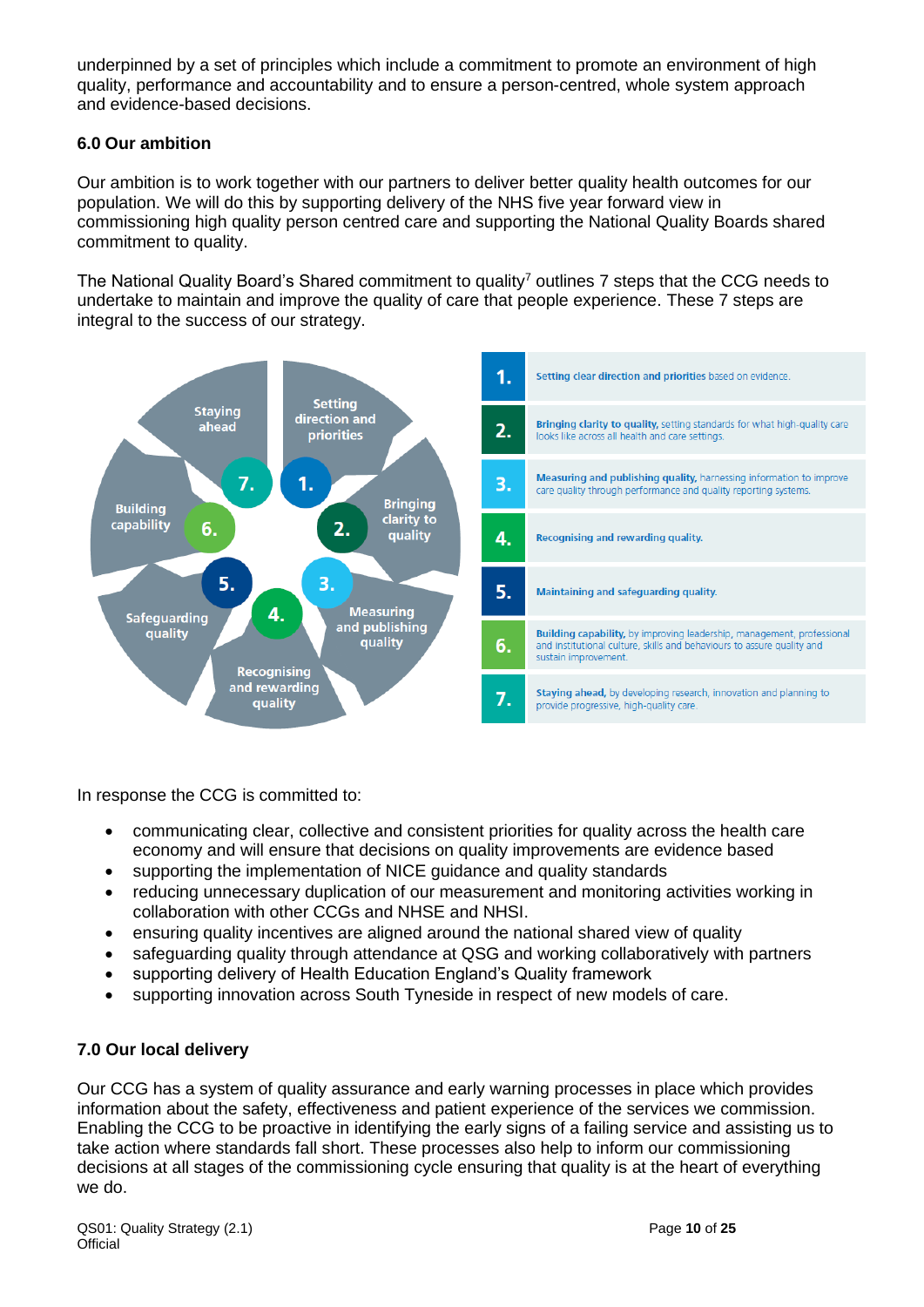underpinned by a set of principles which include a commitment to promote an environment of high quality, performance and accountability and to ensure a person-centred, whole system approach and evidence-based decisions.

### 6.0 Our ambition

Our ambition is to work together with our partners to deliver better quality health outcomes for our population. We will do this by supporting delivery of the NHS five year forward view in commissioning high quality person centred care and supporting the National Quality Boards shared commitment to quality.

The National Quality Board's Shared commitment to quality[7] outlines 7 steps that the CCG needs to undertake to maintain and improve the quality of care that people experience. These 7 steps are integral to the success of our strategy.

| | |
|---|---|
| 1. | **Setting clear direction and priorities** based on evidence. |
| 2. | **Bringing clarity to quality,** setting standards for what high-quality care looks like across all health and care settings. |
| 3. | **Measuring and publishing quality,** harnessing information to improve care quality through performance and quality reporting systems. |
| 4. | **Recognising and rewarding quality.** |
| 5. | **Maintaining and safeguarding quality.** |
| 6. | **Building capability,** by improving leadership, management, professional and institutional culture, skills and behaviours to assure quality and sustain improvement. |
| 7. | **Staying ahead,** by developing research, innovation and planning to provide progressive, high-quality care. |

In response the CCG is committed to:

- communicating clear, collective and consistent priorities for quality across the health care economy and will ensure that decisions on quality improvements are evidence based
- supporting the implementation of NICE guidance and quality standards
- reducing unnecessary duplication of our measurement and monitoring activities working in collaboration with other CCGs and NHSE and NHSI.
- ensuring quality incentives are aligned around the national shared view of quality
- safeguarding quality through attendance at QSG and working collaboratively with partners
- supporting delivery of Health Education England's Quality framework
- supporting innovation across South Tyneside in respect of new models of care.

### 7.0 Our local delivery

Our CCG has a system of quality assurance and early warning processes in place which provides information about the safety, effectiveness and patient experience of the services we commission. Enabling the CCG to be proactive in identifying the early signs of a failing service and assisting us to take action where standards fall short. These processes also help to inform our commissioning decisions at all stages of the commissioning cycle ensuring that quality is at the heart of everything we do.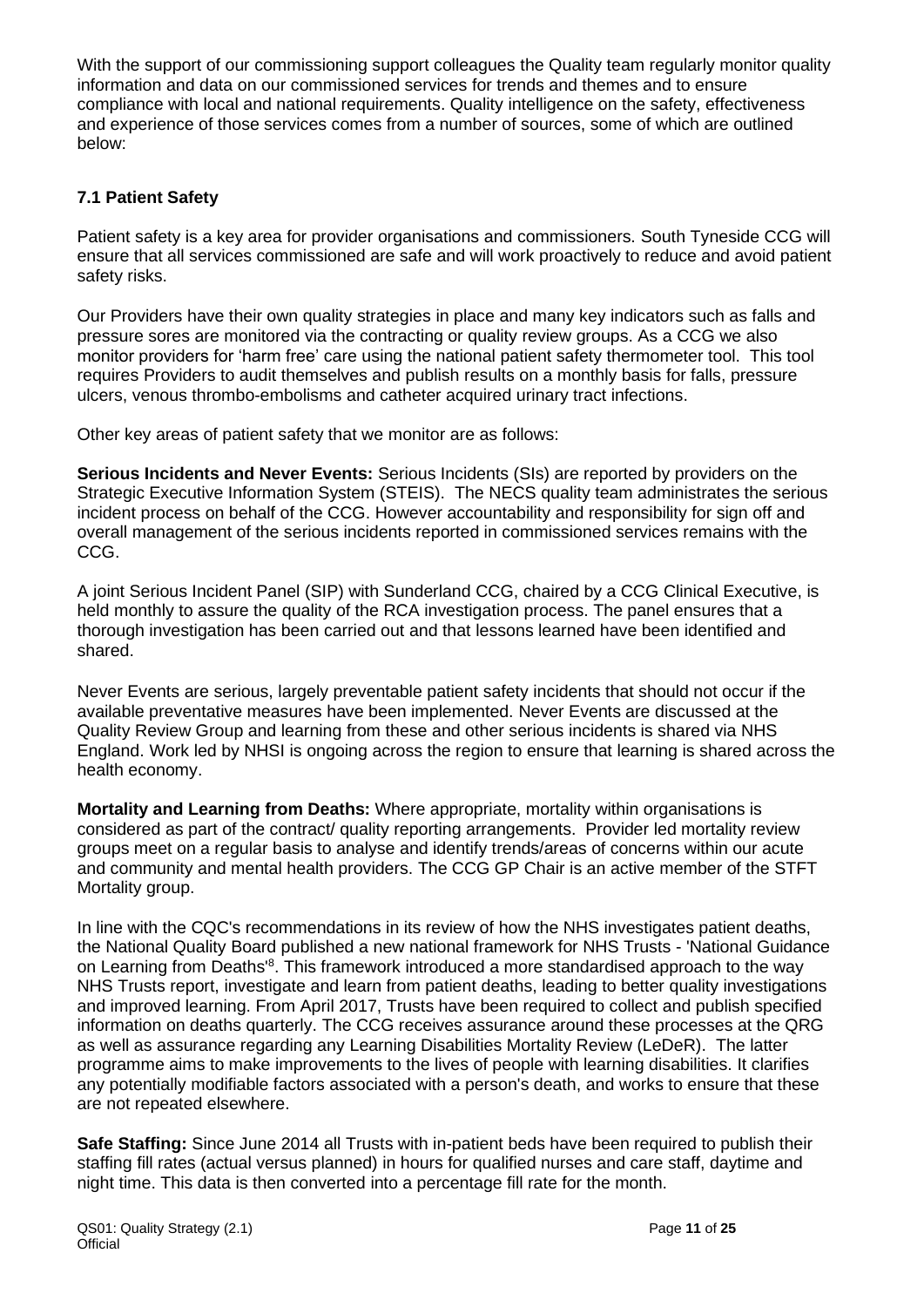With the support of our commissioning support colleagues the Quality team regularly monitor quality information and data on our commissioned services for trends and themes and to ensure compliance with local and national requirements. Quality intelligence on the safety, effectiveness and experience of those services comes from a number of sources, some of which are outlined below:

### 7.1 Patient Safety

Patient safety is a key area for provider organisations and commissioners. South Tyneside CCG will ensure that all services commissioned are safe and will work proactively to reduce and avoid patient safety risks.

Our Providers have their own quality strategies in place and many key indicators such as falls and pressure sores are monitored via the contracting or quality review groups. As a CCG we also monitor providers for 'harm free' care using the national patient safety thermometer tool. This tool requires Providers to audit themselves and publish results on a monthly basis for falls, pressure ulcers, venous thrombo-embolisms and catheter acquired urinary tract infections.

Other key areas of patient safety that we monitor are as follows:

**Serious Incidents and Never Events:** Serious Incidents (SIs) are reported by providers on the Strategic Executive Information System (STEIS). The NECS quality team administrates the serious incident process on behalf of the CCG. However accountability and responsibility for sign off and overall management of the serious incidents reported in commissioned services remains with the CCG.

A joint Serious Incident Panel (SIP) with Sunderland CCG, chaired by a CCG Clinical Executive, is held monthly to assure the quality of the RCA investigation process. The panel ensures that a thorough investigation has been carried out and that lessons learned have been identified and shared.

Never Events are serious, largely preventable patient safety incidents that should not occur if the available preventative measures have been implemented. Never Events are discussed at the Quality Review Group and learning from these and other serious incidents is shared via NHS England. Work led by NHSI is ongoing across the region to ensure that learning is shared across the health economy.

**Mortality and Learning from Deaths:** Where appropriate, mortality within organisations is considered as part of the contract/ quality reporting arrangements. Provider led mortality review groups meet on a regular basis to analyse and identify trends/areas of concerns within our acute and community and mental health providers. The CCG GP Chair is an active member of the STFT Mortality group.

In line with the CQC's recommendations in its review of how the NHS investigates patient deaths, the National Quality Board published a new national framework for NHS Trusts - 'National Guidance on Learning from Deaths'[8]. This framework introduced a more standardised approach to the way NHS Trusts report, investigate and learn from patient deaths, leading to better quality investigations and improved learning. From April 2017, Trusts have been required to collect and publish specified information on deaths quarterly. The CCG receives assurance around these processes at the QRG as well as assurance regarding any Learning Disabilities Mortality Review (LeDeR). The latter programme aims to make improvements to the lives of people with learning disabilities. It clarifies any potentially modifiable factors associated with a person's death, and works to ensure that these are not repeated elsewhere.

**Safe Staffing:** Since June 2014 all Trusts with in-patient beds have been required to publish their staffing fill rates (actual versus planned) in hours for qualified nurses and care staff, daytime and night time. This data is then converted into a percentage fill rate for the month.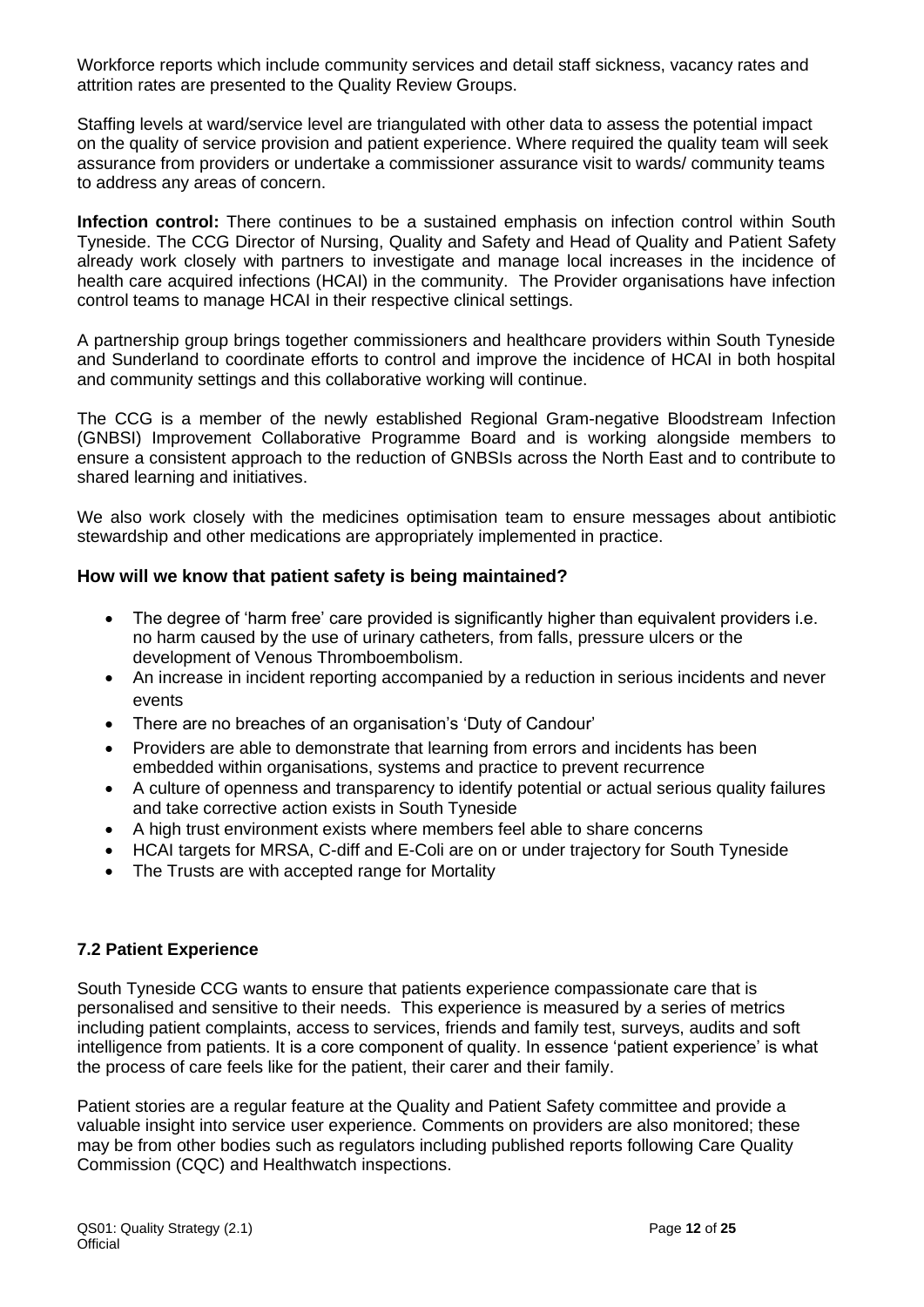Workforce reports which include community services and detail staff sickness, vacancy rates and attrition rates are presented to the Quality Review Groups.

Staffing levels at ward/service level are triangulated with other data to assess the potential impact on the quality of service provision and patient experience. Where required the quality team will seek assurance from providers or undertake a commissioner assurance visit to wards/ community teams to address any areas of concern.

**Infection control:** There continues to be a sustained emphasis on infection control within South Tyneside. The CCG Director of Nursing, Quality and Safety and Head of Quality and Patient Safety already work closely with partners to investigate and manage local increases in the incidence of health care acquired infections (HCAI) in the community. The Provider organisations have infection control teams to manage HCAI in their respective clinical settings.

A partnership group brings together commissioners and healthcare providers within South Tyneside and Sunderland to coordinate efforts to control and improve the incidence of HCAI in both hospital and community settings and this collaborative working will continue.

The CCG is a member of the newly established Regional Gram-negative Bloodstream Infection (GNBSI) Improvement Collaborative Programme Board and is working alongside members to ensure a consistent approach to the reduction of GNBSIs across the North East and to contribute to shared learning and initiatives.

We also work closely with the medicines optimisation team to ensure messages about antibiotic stewardship and other medications are appropriately implemented in practice.

### How will we know that patient safety is being maintained?

- The degree of 'harm free' care provided is significantly higher than equivalent providers i.e. no harm caused by the use of urinary catheters, from falls, pressure ulcers or the development of Venous Thromboembolism.
- An increase in incident reporting accompanied by a reduction in serious incidents and never events
- There are no breaches of an organisation's 'Duty of Candour'
- Providers are able to demonstrate that learning from errors and incidents has been embedded within organisations, systems and practice to prevent recurrence
- A culture of openness and transparency to identify potential or actual serious quality failures and take corrective action exists in South Tyneside
- A high trust environment exists where members feel able to share concerns
- HCAI targets for MRSA, C-diff and E-Coli are on or under trajectory for South Tyneside
- The Trusts are with accepted range for Mortality

### 7.2 Patient Experience

South Tyneside CCG wants to ensure that patients experience compassionate care that is personalised and sensitive to their needs. This experience is measured by a series of metrics including patient complaints, access to services, friends and family test, surveys, audits and soft intelligence from patients. It is a core component of quality. In essence 'patient experience' is what the process of care feels like for the patient, their carer and their family.

Patient stories are a regular feature at the Quality and Patient Safety committee and provide a valuable insight into service user experience. Comments on providers are also monitored; these may be from other bodies such as regulators including published reports following Care Quality Commission (CQC) and Healthwatch inspections.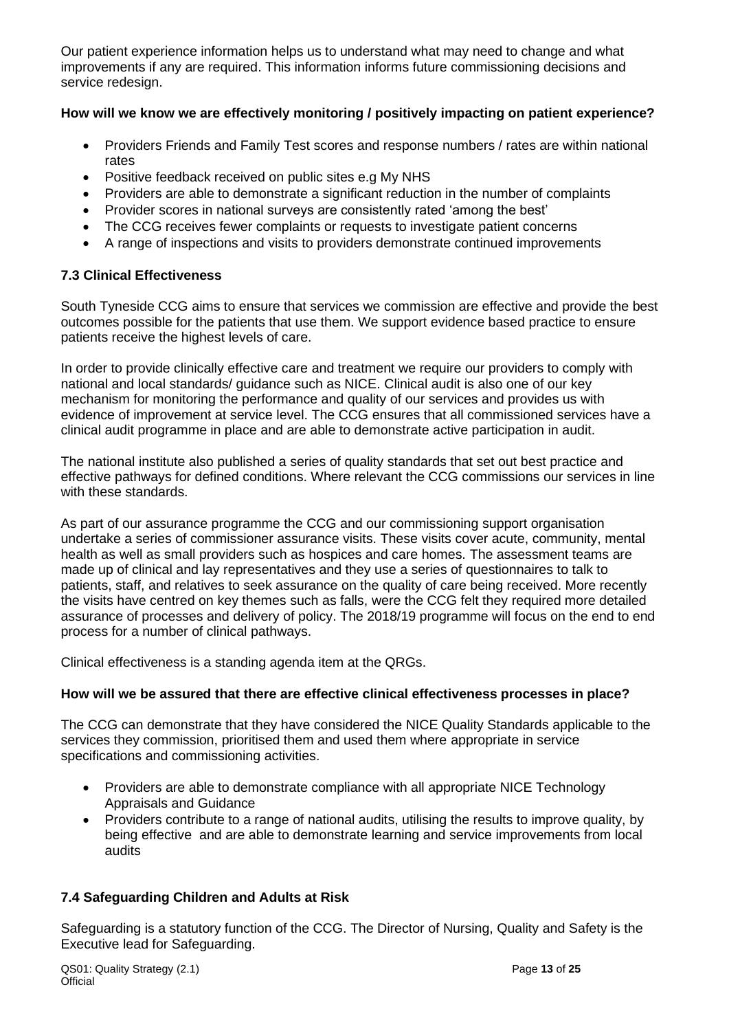Our patient experience information helps us to understand what may need to change and what improvements if any are required. This information informs future commissioning decisions and service redesign.

**How will we know we are effectively monitoring / positively impacting on patient experience?**

- Providers Friends and Family Test scores and response numbers / rates are within national rates
- Positive feedback received on public sites e.g My NHS
- Providers are able to demonstrate a significant reduction in the number of complaints
- Provider scores in national surveys are consistently rated 'among the best'
- The CCG receives fewer complaints or requests to investigate patient concerns
- A range of inspections and visits to providers demonstrate continued improvements

### 7.3 Clinical Effectiveness

South Tyneside CCG aims to ensure that services we commission are effective and provide the best outcomes possible for the patients that use them. We support evidence based practice to ensure patients receive the highest levels of care.

In order to provide clinically effective care and treatment we require our providers to comply with national and local standards/ guidance such as NICE. Clinical audit is also one of our key mechanism for monitoring the performance and quality of our services and provides us with evidence of improvement at service level. The CCG ensures that all commissioned services have a clinical audit programme in place and are able to demonstrate active participation in audit.

The national institute also published a series of quality standards that set out best practice and effective pathways for defined conditions. Where relevant the CCG commissions our services in line with these standards.

As part of our assurance programme the CCG and our commissioning support organisation undertake a series of commissioner assurance visits. These visits cover acute, community, mental health as well as small providers such as hospices and care homes. The assessment teams are made up of clinical and lay representatives and they use a series of questionnaires to talk to patients, staff, and relatives to seek assurance on the quality of care being received. More recently the visits have centred on key themes such as falls, were the CCG felt they required more detailed assurance of processes and delivery of policy. The 2018/19 programme will focus on the end to end process for a number of clinical pathways.

Clinical effectiveness is a standing agenda item at the QRGs.

**How will we be assured that there are effective clinical effectiveness processes in place?**

The CCG can demonstrate that they have considered the NICE Quality Standards applicable to the services they commission, prioritised them and used them where appropriate in service specifications and commissioning activities.

- Providers are able to demonstrate compliance with all appropriate NICE Technology Appraisals and Guidance
- Providers contribute to a range of national audits, utilising the results to improve quality, by being effective and are able to demonstrate learning and service improvements from local audits

### 7.4 Safeguarding Children and Adults at Risk

Safeguarding is a statutory function of the CCG. The Director of Nursing, Quality and Safety is the Executive lead for Safeguarding.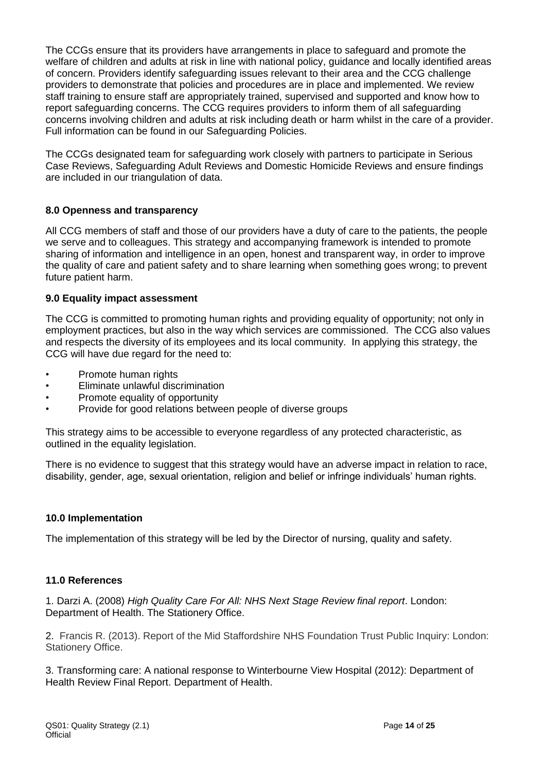The CCGs ensure that its providers have arrangements in place to safeguard and promote the welfare of children and adults at risk in line with national policy, guidance and locally identified areas of concern. Providers identify safeguarding issues relevant to their area and the CCG challenge providers to demonstrate that policies and procedures are in place and implemented. We review staff training to ensure staff are appropriately trained, supervised and supported and know how to report safeguarding concerns. The CCG requires providers to inform them of all safeguarding concerns involving children and adults at risk including death or harm whilst in the care of a provider. Full information can be found in our Safeguarding Policies.

The CCGs designated team for safeguarding work closely with partners to participate in Serious Case Reviews, Safeguarding Adult Reviews and Domestic Homicide Reviews and ensure findings are included in our triangulation of data.

## 8.0 Openness and transparency

All CCG members of staff and those of our providers have a duty of care to the patients, the people we serve and to colleagues. This strategy and accompanying framework is intended to promote sharing of information and intelligence in an open, honest and transparent way, in order to improve the quality of care and patient safety and to share learning when something goes wrong; to prevent future patient harm.

## 9.0 Equality impact assessment

The CCG is committed to promoting human rights and providing equality of opportunity; not only in employment practices, but also in the way which services are commissioned. The CCG also values and respects the diversity of its employees and its local community. In applying this strategy, the CCG will have due regard for the need to:

- Promote human rights
- Eliminate unlawful discrimination
- Promote equality of opportunity
- Provide for good relations between people of diverse groups

This strategy aims to be accessible to everyone regardless of any protected characteristic, as outlined in the equality legislation.

There is no evidence to suggest that this strategy would have an adverse impact in relation to race, disability, gender, age, sexual orientation, religion and belief or infringe individuals' human rights.

## 10.0 Implementation

The implementation of this strategy will be led by the Director of nursing, quality and safety.

## 11.0 References

1. Darzi A. (2008) *High Quality Care For All: NHS Next Stage Review final report*. London: Department of Health. The Stationery Office.

2. Francis R. (2013). Report of the Mid Staffordshire NHS Foundation Trust Public Inquiry: London: Stationery Office.

3. Transforming care: A national response to Winterbourne View Hospital (2012): Department of Health Review Final Report. Department of Health.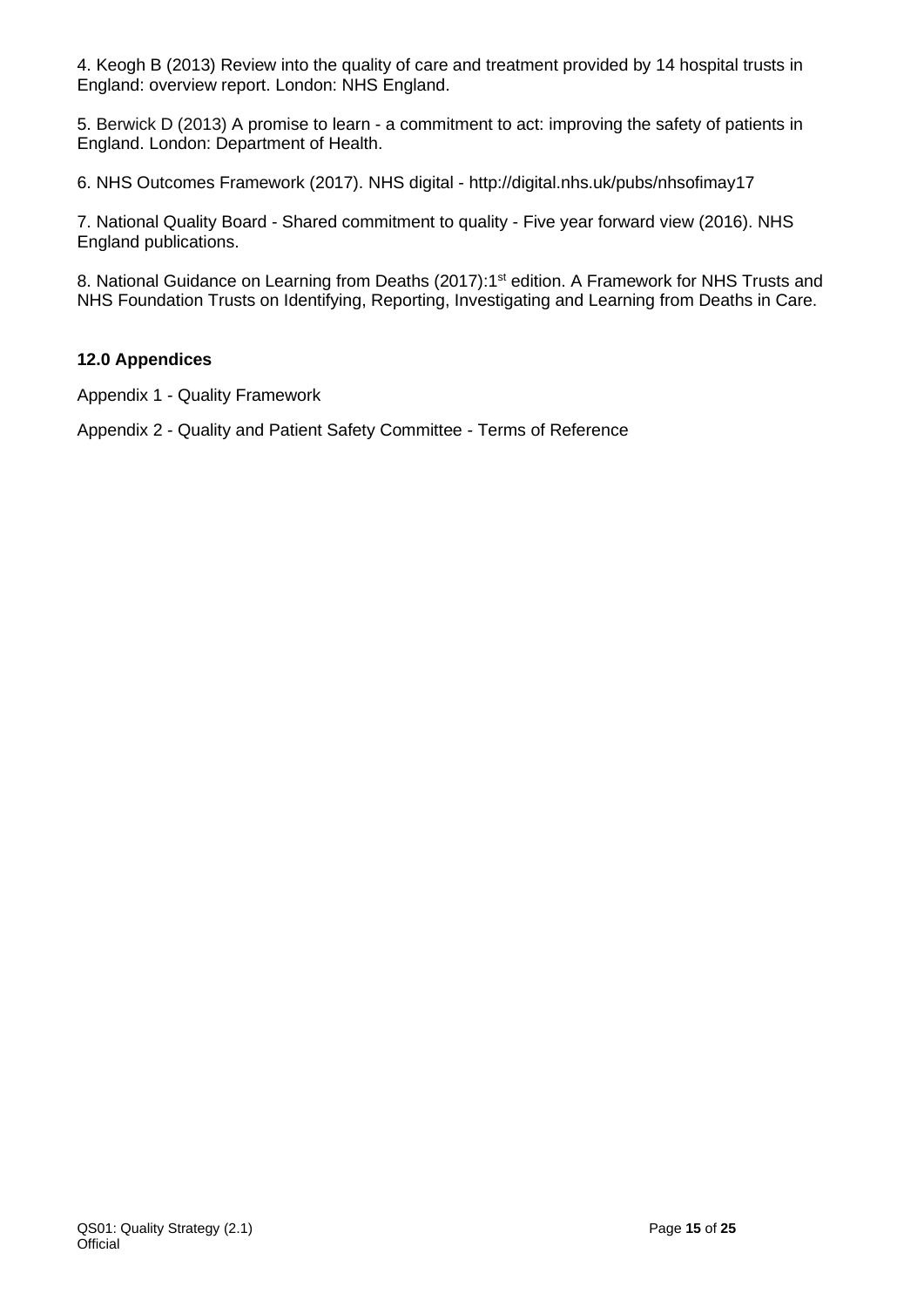4. Keogh B (2013) Review into the quality of care and treatment provided by 14 hospital trusts in England: overview report. London: NHS England.

5. Berwick D (2013) A promise to learn - a commitment to act: improving the safety of patients in England. London: Department of Health.

6. NHS Outcomes Framework (2017). NHS digital - http://digital.nhs.uk/pubs/nhsofimay17

7. National Quality Board - Shared commitment to quality - Five year forward view (2016). NHS England publications.

8. National Guidance on Learning from Deaths (2017):1st edition. A Framework for NHS Trusts and NHS Foundation Trusts on Identifying, Reporting, Investigating and Learning from Deaths in Care.

**12.0 Appendices**

Appendix 1 - Quality Framework

Appendix 2 - Quality and Patient Safety Committee - Terms of Reference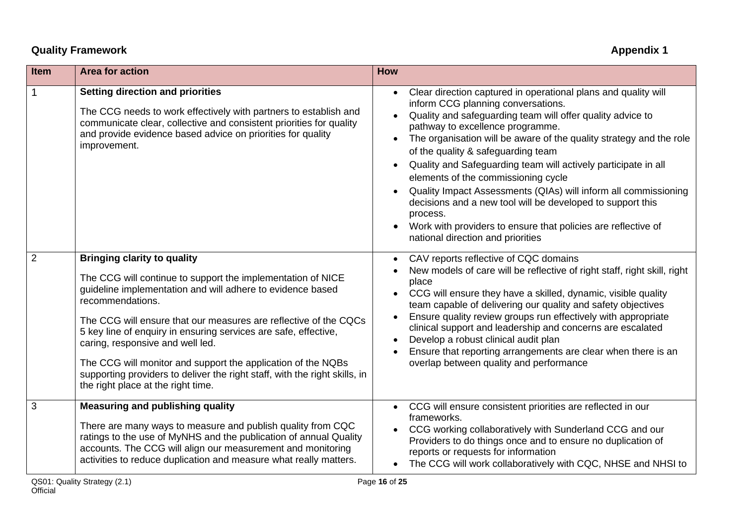**Quality Framework** **Appendix 1**

| Item | Area for action | How |
|---|---|---|
| 1 | **Setting direction and priorities**<br><br>The CCG needs to work effectively with partners to establish and communicate clear, collective and consistent priorities for quality and provide evidence based advice on priorities for quality improvement. | • Clear direction captured in operational plans and quality will inform CCG planning conversations.<br>• Quality and safeguarding team will offer quality advice to pathway to excellence programme.<br>• The organisation will be aware of the quality strategy and the role of the quality & safeguarding team<br>• Quality and Safeguarding team will actively participate in all elements of the commissioning cycle<br>• Quality Impact Assessments (QIAs) will inform all commissioning decisions and a new tool will be developed to support this process.<br>• Work with providers to ensure that policies are reflective of national direction and priorities |
| 2 | **Bringing clarity to quality**<br><br>The CCG will continue to support the implementation of NICE guideline implementation and will adhere to evidence based recommendations.<br><br>The CCG will ensure that our measures are reflective of the CQCs 5 key line of enquiry in ensuring services are safe, effective, caring, responsive and well led.<br><br>The CCG will monitor and support the application of the NQBs supporting providers to deliver the right staff, with the right skills, in the right place at the right time. | • CAV reports reflective of CQC domains<br>• New models of care will be reflective of right staff, right skill, right place<br>• CCG will ensure they have a skilled, dynamic, visible quality team capable of delivering our quality and safety objectives<br>• Ensure quality review groups run effectively with appropriate clinical support and leadership and concerns are escalated<br>• Develop a robust clinical audit plan<br>• Ensure that reporting arrangements are clear when there is an overlap between quality and performance |
| 3 | **Measuring and publishing quality**<br><br>There are many ways to measure and publish quality from CQC ratings to the use of MyNHS and the publication of annual Quality accounts. The CCG will align our measurement and monitoring activities to reduce duplication and measure what really matters. | • CCG will ensure consistent priorities are reflected in our frameworks.<br>• CCG working collaboratively with Sunderland CCG and our Providers to do things once and to ensure no duplication of reports or requests for information<br>• The CCG will work collaboratively with CQC, NHSE and NHSI to |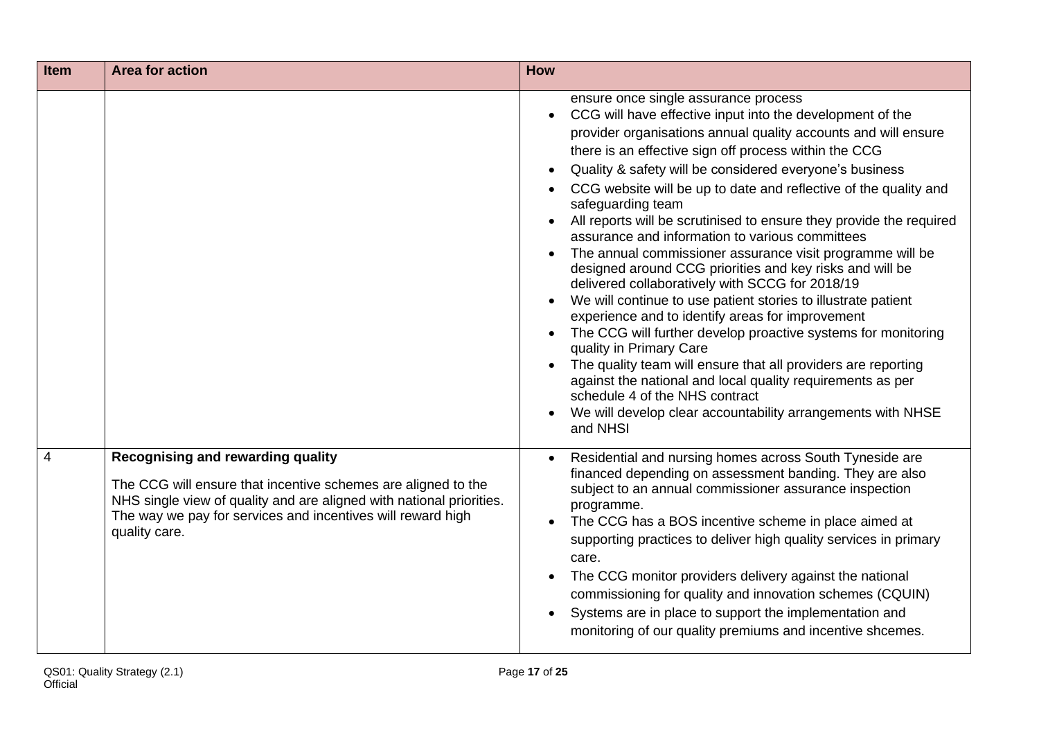| Item | Area for action | How |
|---|---|---|
| | | ensure once single assurance process<br>• CCG will have effective input into the development of the provider organisations annual quality accounts and will ensure there is an effective sign off process within the CCG<br>• Quality & safety will be considered everyone's business<br>• CCG website will be up to date and reflective of the quality and safeguarding team<br>• All reports will be scrutinised to ensure they provide the required assurance and information to various committees<br>• The annual commissioner assurance visit programme will be designed around CCG priorities and key risks and will be delivered collaboratively with SCCG for 2018/19<br>• We will continue to use patient stories to illustrate patient experience and to identify areas for improvement<br>• The CCG will further develop proactive systems for monitoring quality in Primary Care<br>• The quality team will ensure that all providers are reporting against the national and local quality requirements as per schedule 4 of the NHS contract<br>• We will develop clear accountability arrangements with NHSE and NHSI |
| 4 | **Recognising and rewarding quality**<br>The CCG will ensure that incentive schemes are aligned to the NHS single view of quality and are aligned with national priorities. The way we pay for services and incentives will reward high quality care. | • Residential and nursing homes across South Tyneside are financed depending on assessment banding. They are also subject to an annual commissioner assurance inspection programme.<br>• The CCG has a BOS incentive scheme in place aimed at supporting practices to deliver high quality services in primary care.<br>• The CCG monitor providers delivery against the national commissioning for quality and innovation schemes (CQUIN)<br>• Systems are in place to support the implementation and monitoring of our quality premiums and incentive shcemes. |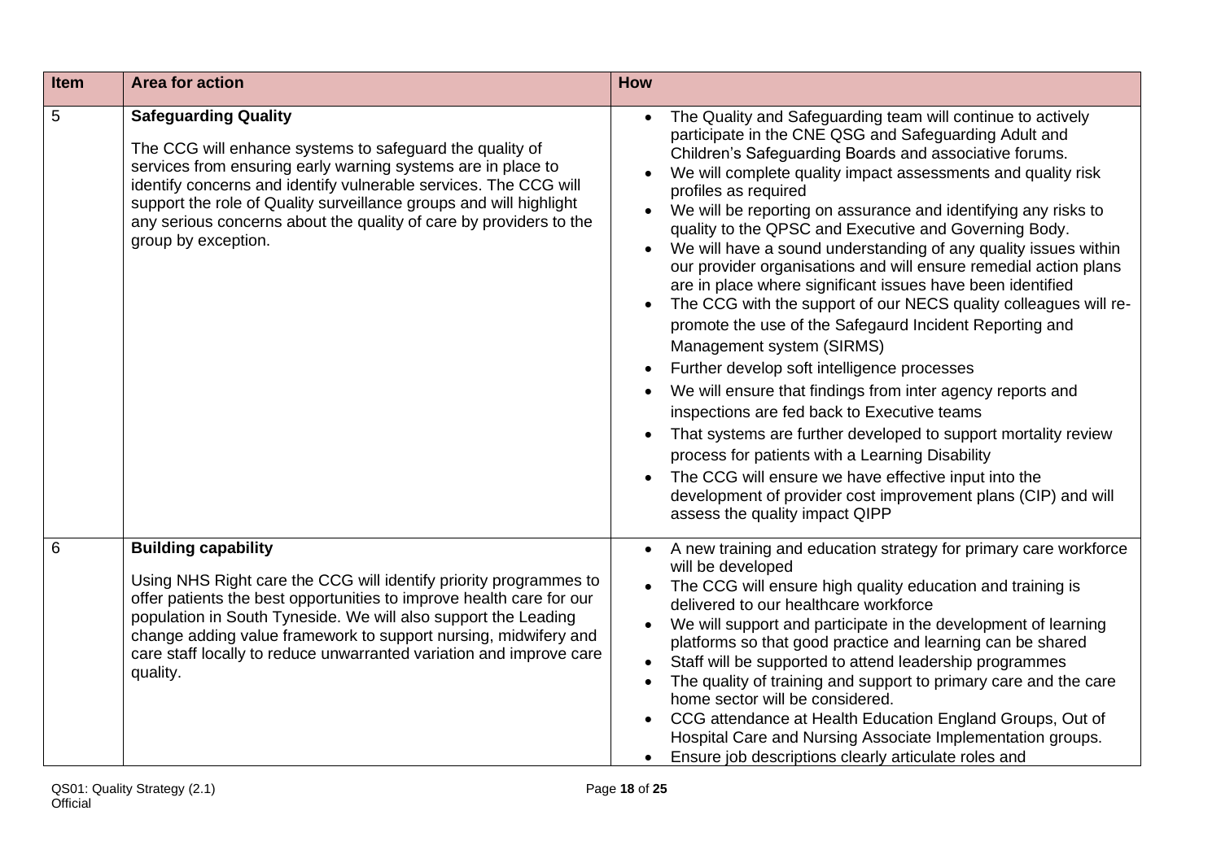| Item | Area for action | How |
|---|---|---|
| 5 | **Safeguarding Quality**<br><br>The CCG will enhance systems to safeguard the quality of services from ensuring early warning systems are in place to identify concerns and identify vulnerable services. The CCG will support the role of Quality surveillance groups and will highlight any serious concerns about the quality of care by providers to the group by exception. | • The Quality and Safeguarding team will continue to actively participate in the CNE QSG and Safeguarding Adult and Children's Safeguarding Boards and associative forums.<br>• We will complete quality impact assessments and quality risk profiles as required<br>• We will be reporting on assurance and identifying any risks to quality to the QPSC and Executive and Governing Body.<br>• We will have a sound understanding of any quality issues within our provider organisations and will ensure remedial action plans are in place where significant issues have been identified<br>• The CCG with the support of our NECS quality colleagues will re-promote the use of the Safegaurd Incident Reporting and Management system (SIRMS)<br>• Further develop soft intelligence processes<br>• We will ensure that findings from inter agency reports and inspections are fed back to Executive teams<br>• That systems are further developed to support mortality review process for patients with a Learning Disability<br>• The CCG will ensure we have effective input into the development of provider cost improvement plans (CIP) and will assess the quality impact QIPP |
| 6 | **Building capability**<br><br>Using NHS Right care the CCG will identify priority programmes to offer patients the best opportunities to improve health care for our population in South Tyneside. We will also support the Leading change adding value framework to support nursing, midwifery and care staff locally to reduce unwarranted variation and improve care quality. | • A new training and education strategy for primary care workforce will be developed<br>• The CCG will ensure high quality education and training is delivered to our healthcare workforce<br>• We will support and participate in the development of learning platforms so that good practice and learning can be shared<br>• Staff will be supported to attend leadership programmes<br>• The quality of training and support to primary care and the care home sector will be considered.<br>• CCG attendance at Health Education England Groups, Out of Hospital Care and Nursing Associate Implementation groups.<br>• Ensure job descriptions clearly articulate roles and |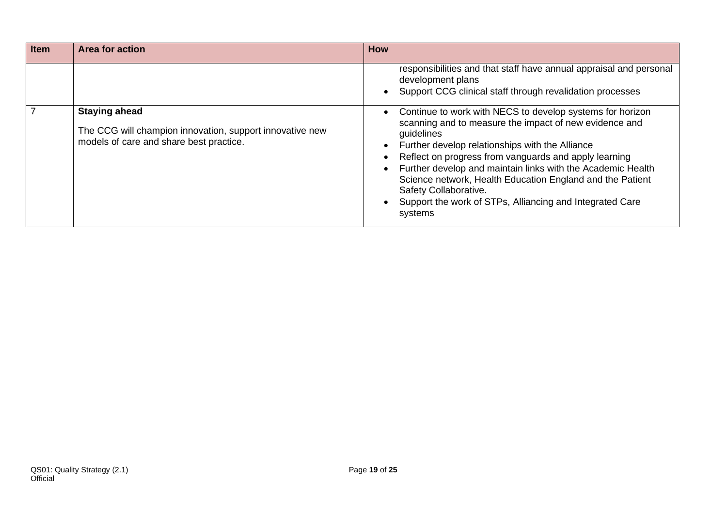| Item | Area for action | How |
| --- | --- | --- |
| | | responsibilities and that staff have annual appraisal and personal development plans<br>• Support CCG clinical staff through revalidation processes |
| 7 | **Staying ahead**<br><br>The CCG will champion innovation, support innovative new models of care and share best practice. | • Continue to work with NECS to develop systems for horizon scanning and to measure the impact of new evidence and guidelines<br>• Further develop relationships with the Alliance<br>• Reflect on progress from vanguards and apply learning<br>• Further develop and maintain links with the Academic Health Science network, Health Education England and the Patient Safety Collaborative.<br>• Support the work of STPs, Alliancing and Integrated Care systems |

QS01: Quality Strategy (2.1)
Official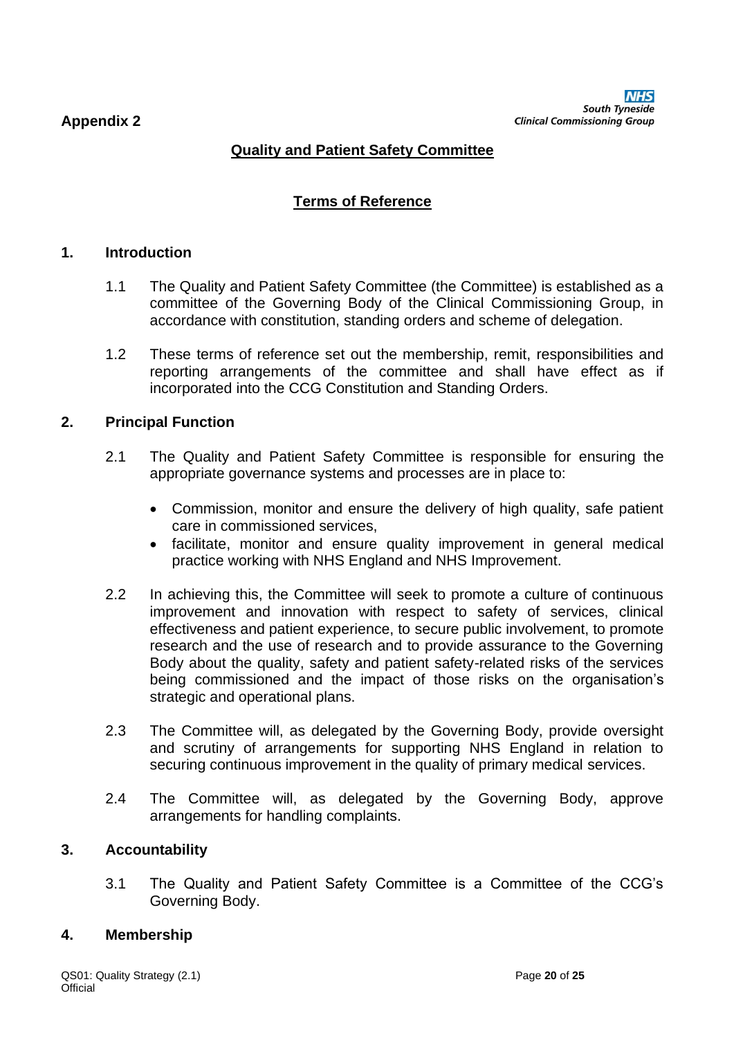**Appendix 2**

## Quality and Patient Safety Committee

## Terms of Reference

### 1. Introduction

1.1 The Quality and Patient Safety Committee (the Committee) is established as a committee of the Governing Body of the Clinical Commissioning Group, in accordance with constitution, standing orders and scheme of delegation.

1.2 These terms of reference set out the membership, remit, responsibilities and reporting arrangements of the committee and shall have effect as if incorporated into the CCG Constitution and Standing Orders.

### 2. Principal Function

2.1 The Quality and Patient Safety Committee is responsible for ensuring the appropriate governance systems and processes are in place to:

- Commission, monitor and ensure the delivery of high quality, safe patient care in commissioned services,
- facilitate, monitor and ensure quality improvement in general medical practice working with NHS England and NHS Improvement.

2.2 In achieving this, the Committee will seek to promote a culture of continuous improvement and innovation with respect to safety of services, clinical effectiveness and patient experience, to secure public involvement, to promote research and the use of research and to provide assurance to the Governing Body about the quality, safety and patient safety-related risks of the services being commissioned and the impact of those risks on the organisation's strategic and operational plans.

2.3 The Committee will, as delegated by the Governing Body, provide oversight and scrutiny of arrangements for supporting NHS England in relation to securing continuous improvement in the quality of primary medical services.

2.4 The Committee will, as delegated by the Governing Body, approve arrangements for handling complaints.

### 3. Accountability

3.1 The Quality and Patient Safety Committee is a Committee of the CCG's Governing Body.

### 4. Membership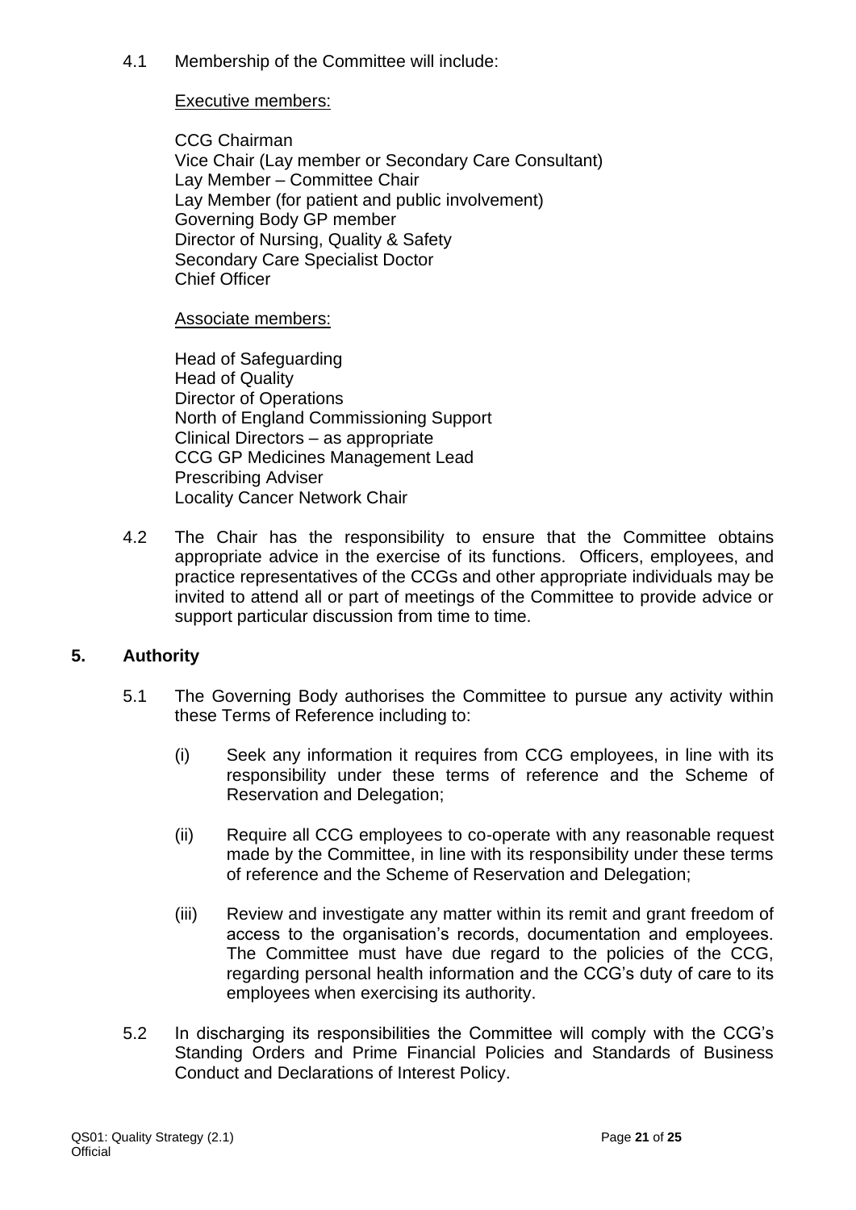4.1 Membership of the Committee will include:

Executive members:

CCG Chairman
Vice Chair (Lay member or Secondary Care Consultant)
Lay Member – Committee Chair
Lay Member (for patient and public involvement)
Governing Body GP member
Director of Nursing, Quality & Safety
Secondary Care Specialist Doctor
Chief Officer

Associate members:

Head of Safeguarding
Head of Quality
Director of Operations
North of England Commissioning Support
Clinical Directors – as appropriate
CCG GP Medicines Management Lead
Prescribing Adviser
Locality Cancer Network Chair

4.2 The Chair has the responsibility to ensure that the Committee obtains appropriate advice in the exercise of its functions. Officers, employees, and practice representatives of the CCGs and other appropriate individuals may be invited to attend all or part of meetings of the Committee to provide advice or support particular discussion from time to time.

## 5. Authority

5.1 The Governing Body authorises the Committee to pursue any activity within these Terms of Reference including to:

(i) Seek any information it requires from CCG employees, in line with its responsibility under these terms of reference and the Scheme of Reservation and Delegation;

(ii) Require all CCG employees to co-operate with any reasonable request made by the Committee, in line with its responsibility under these terms of reference and the Scheme of Reservation and Delegation;

(iii) Review and investigate any matter within its remit and grant freedom of access to the organisation's records, documentation and employees. The Committee must have due regard to the policies of the CCG, regarding personal health information and the CCG's duty of care to its employees when exercising its authority.

5.2 In discharging its responsibilities the Committee will comply with the CCG's Standing Orders and Prime Financial Policies and Standards of Business Conduct and Declarations of Interest Policy.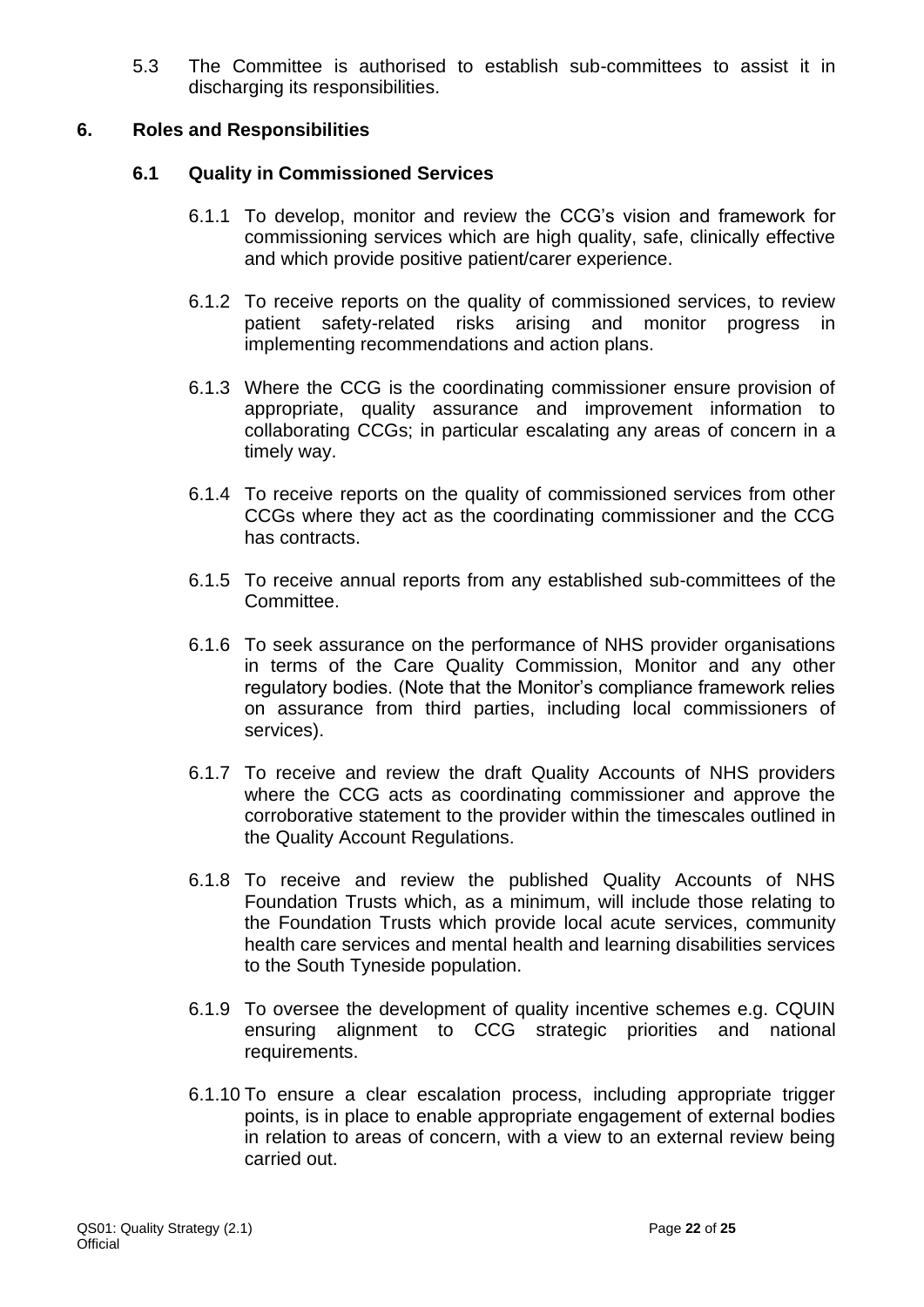5.3 The Committee is authorised to establish sub-committees to assist it in discharging its responsibilities.

## 6. Roles and Responsibilities

### 6.1 Quality in Commissioned Services

6.1.1 To develop, monitor and review the CCG's vision and framework for commissioning services which are high quality, safe, clinically effective and which provide positive patient/carer experience.

6.1.2 To receive reports on the quality of commissioned services, to review patient safety-related risks arising and monitor progress in implementing recommendations and action plans.

6.1.3 Where the CCG is the coordinating commissioner ensure provision of appropriate, quality assurance and improvement information to collaborating CCGs; in particular escalating any areas of concern in a timely way.

6.1.4 To receive reports on the quality of commissioned services from other CCGs where they act as the coordinating commissioner and the CCG has contracts.

6.1.5 To receive annual reports from any established sub-committees of the Committee.

6.1.6 To seek assurance on the performance of NHS provider organisations in terms of the Care Quality Commission, Monitor and any other regulatory bodies. (Note that the Monitor's compliance framework relies on assurance from third parties, including local commissioners of services).

6.1.7 To receive and review the draft Quality Accounts of NHS providers where the CCG acts as coordinating commissioner and approve the corroborative statement to the provider within the timescales outlined in the Quality Account Regulations.

6.1.8 To receive and review the published Quality Accounts of NHS Foundation Trusts which, as a minimum, will include those relating to the Foundation Trusts which provide local acute services, community health care services and mental health and learning disabilities services to the South Tyneside population.

6.1.9 To oversee the development of quality incentive schemes e.g. CQUIN ensuring alignment to CCG strategic priorities and national requirements.

6.1.10 To ensure a clear escalation process, including appropriate trigger points, is in place to enable appropriate engagement of external bodies in relation to areas of concern, with a view to an external review being carried out.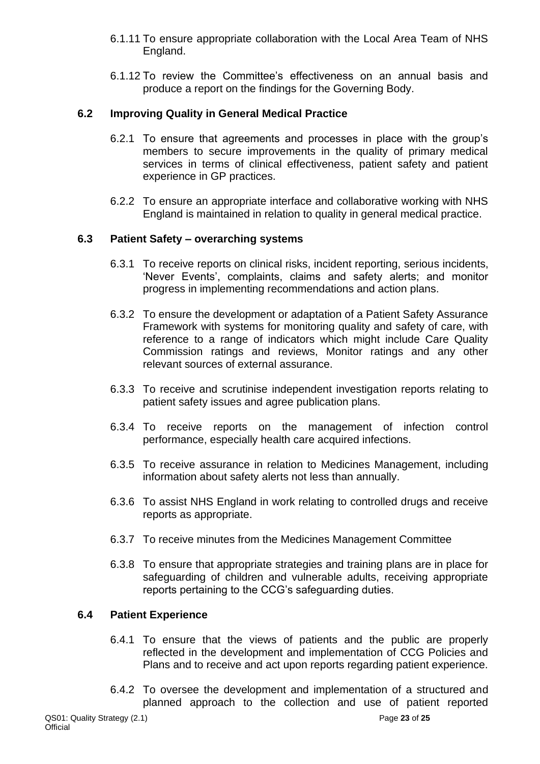6.1.11 To ensure appropriate collaboration with the Local Area Team of NHS England.

6.1.12 To review the Committee's effectiveness on an annual basis and produce a report on the findings for the Governing Body.

### 6.2 Improving Quality in General Medical Practice

6.2.1 To ensure that agreements and processes in place with the group's members to secure improvements in the quality of primary medical services in terms of clinical effectiveness, patient safety and patient experience in GP practices.

6.2.2 To ensure an appropriate interface and collaborative working with NHS England is maintained in relation to quality in general medical practice.

### 6.3 Patient Safety – overarching systems

6.3.1 To receive reports on clinical risks, incident reporting, serious incidents, 'Never Events', complaints, claims and safety alerts; and monitor progress in implementing recommendations and action plans.

6.3.2 To ensure the development or adaptation of a Patient Safety Assurance Framework with systems for monitoring quality and safety of care, with reference to a range of indicators which might include Care Quality Commission ratings and reviews, Monitor ratings and any other relevant sources of external assurance.

6.3.3 To receive and scrutinise independent investigation reports relating to patient safety issues and agree publication plans.

6.3.4 To receive reports on the management of infection control performance, especially health care acquired infections.

6.3.5 To receive assurance in relation to Medicines Management, including information about safety alerts not less than annually.

6.3.6 To assist NHS England in work relating to controlled drugs and receive reports as appropriate.

6.3.7 To receive minutes from the Medicines Management Committee

6.3.8 To ensure that appropriate strategies and training plans are in place for safeguarding of children and vulnerable adults, receiving appropriate reports pertaining to the CCG's safeguarding duties.

### 6.4 Patient Experience

6.4.1 To ensure that the views of patients and the public are properly reflected in the development and implementation of CCG Policies and Plans and to receive and act upon reports regarding patient experience.

6.4.2 To oversee the development and implementation of a structured and planned approach to the collection and use of patient reported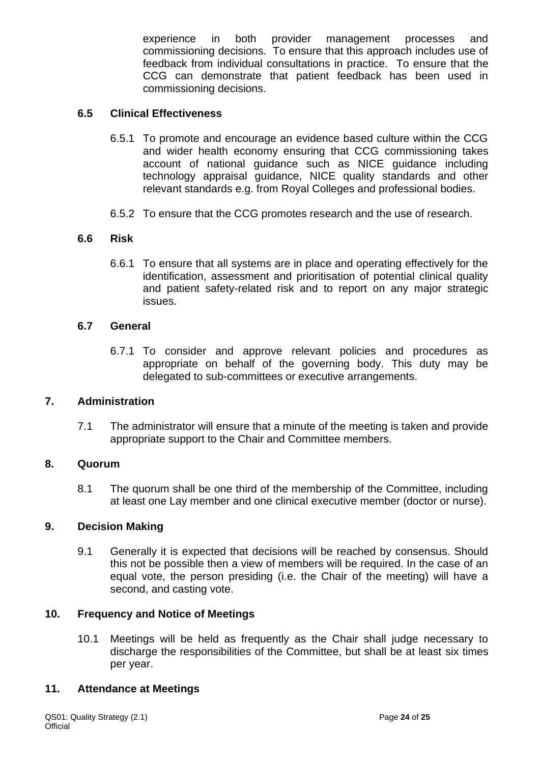experience in both provider management processes and commissioning decisions. To ensure that this approach includes use of feedback from individual consultations in practice. To ensure that the CCG can demonstrate that patient feedback has been used in commissioning decisions.

### 6.5 Clinical Effectiveness

6.5.1 To promote and encourage an evidence based culture within the CCG and wider health economy ensuring that CCG commissioning takes account of national guidance such as NICE guidance including technology appraisal guidance, NICE quality standards and other relevant standards e.g. from Royal Colleges and professional bodies.

6.5.2 To ensure that the CCG promotes research and the use of research.

### 6.6 Risk

6.6.1 To ensure that all systems are in place and operating effectively for the identification, assessment and prioritisation of potential clinical quality and patient safety-related risk and to report on any major strategic issues.

### 6.7 General

6.7.1 To consider and approve relevant policies and procedures as appropriate on behalf of the governing body. This duty may be delegated to sub-committees or executive arrangements.

## 7. Administration

7.1 The administrator will ensure that a minute of the meeting is taken and provide appropriate support to the Chair and Committee members.

## 8. Quorum

8.1 The quorum shall be one third of the membership of the Committee, including at least one Lay member and one clinical executive member (doctor or nurse).

## 9. Decision Making

9.1 Generally it is expected that decisions will be reached by consensus. Should this not be possible then a view of members will be required. In the case of an equal vote, the person presiding (i.e. the Chair of the meeting) will have a second, and casting vote.

## 10. Frequency and Notice of Meetings

10.1 Meetings will be held as frequently as the Chair shall judge necessary to discharge the responsibilities of the Committee, but shall be at least six times per year.

## 11. Attendance at Meetings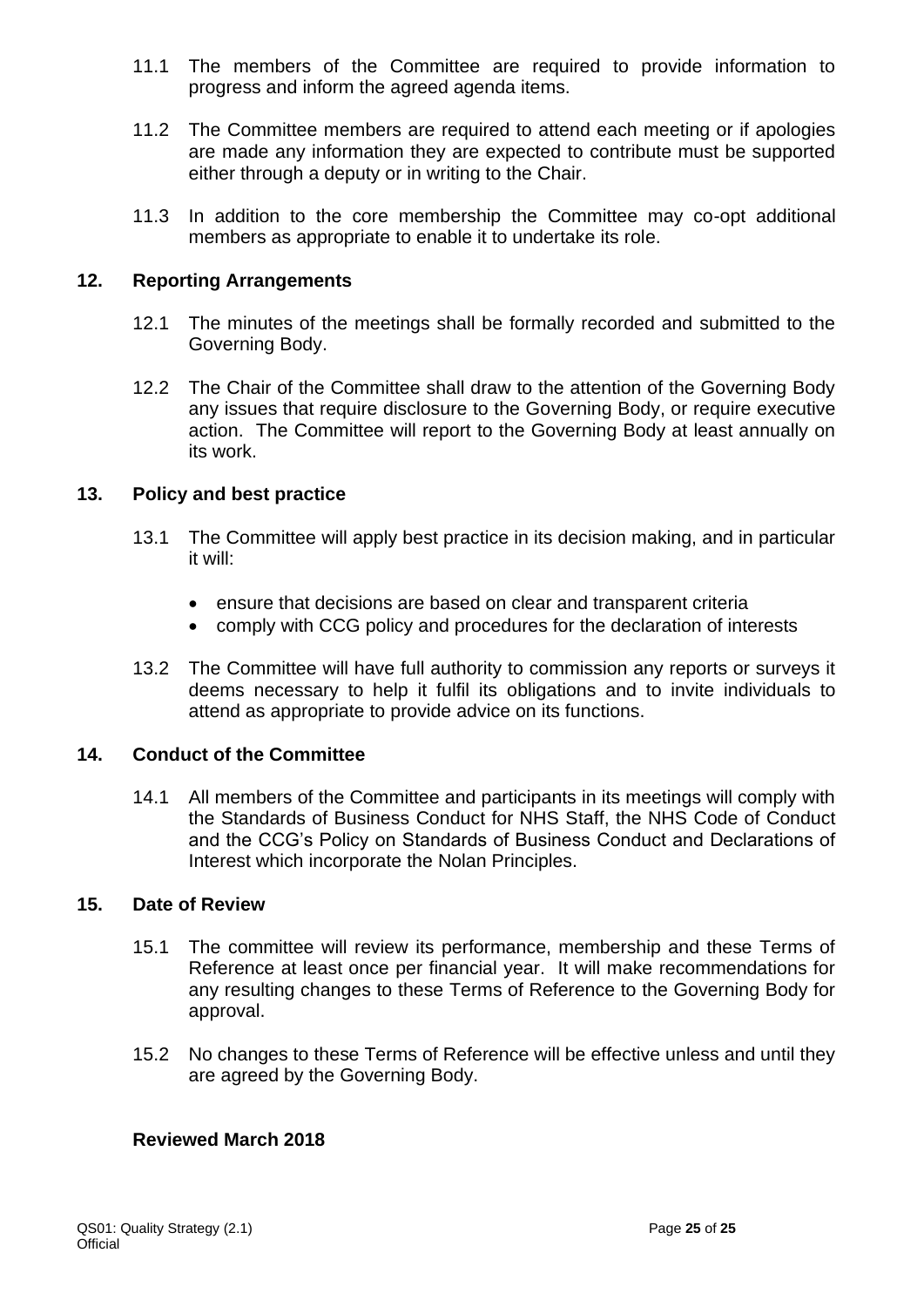11.1 The members of the Committee are required to provide information to progress and inform the agreed agenda items.

11.2 The Committee members are required to attend each meeting or if apologies are made any information they are expected to contribute must be supported either through a deputy or in writing to the Chair.

11.3 In addition to the core membership the Committee may co-opt additional members as appropriate to enable it to undertake its role.

## 12. Reporting Arrangements

12.1 The minutes of the meetings shall be formally recorded and submitted to the Governing Body.

12.2 The Chair of the Committee shall draw to the attention of the Governing Body any issues that require disclosure to the Governing Body, or require executive action. The Committee will report to the Governing Body at least annually on its work.

## 13. Policy and best practice

13.1 The Committee will apply best practice in its decision making, and in particular it will:

- ensure that decisions are based on clear and transparent criteria
- comply with CCG policy and procedures for the declaration of interests

13.2 The Committee will have full authority to commission any reports or surveys it deems necessary to help it fulfil its obligations and to invite individuals to attend as appropriate to provide advice on its functions.

## 14. Conduct of the Committee

14.1 All members of the Committee and participants in its meetings will comply with the Standards of Business Conduct for NHS Staff, the NHS Code of Conduct and the CCG's Policy on Standards of Business Conduct and Declarations of Interest which incorporate the Nolan Principles.

## 15. Date of Review

15.1 The committee will review its performance, membership and these Terms of Reference at least once per financial year. It will make recommendations for any resulting changes to these Terms of Reference to the Governing Body for approval.

15.2 No changes to these Terms of Reference will be effective unless and until they are agreed by the Governing Body.

**Reviewed March 2018**